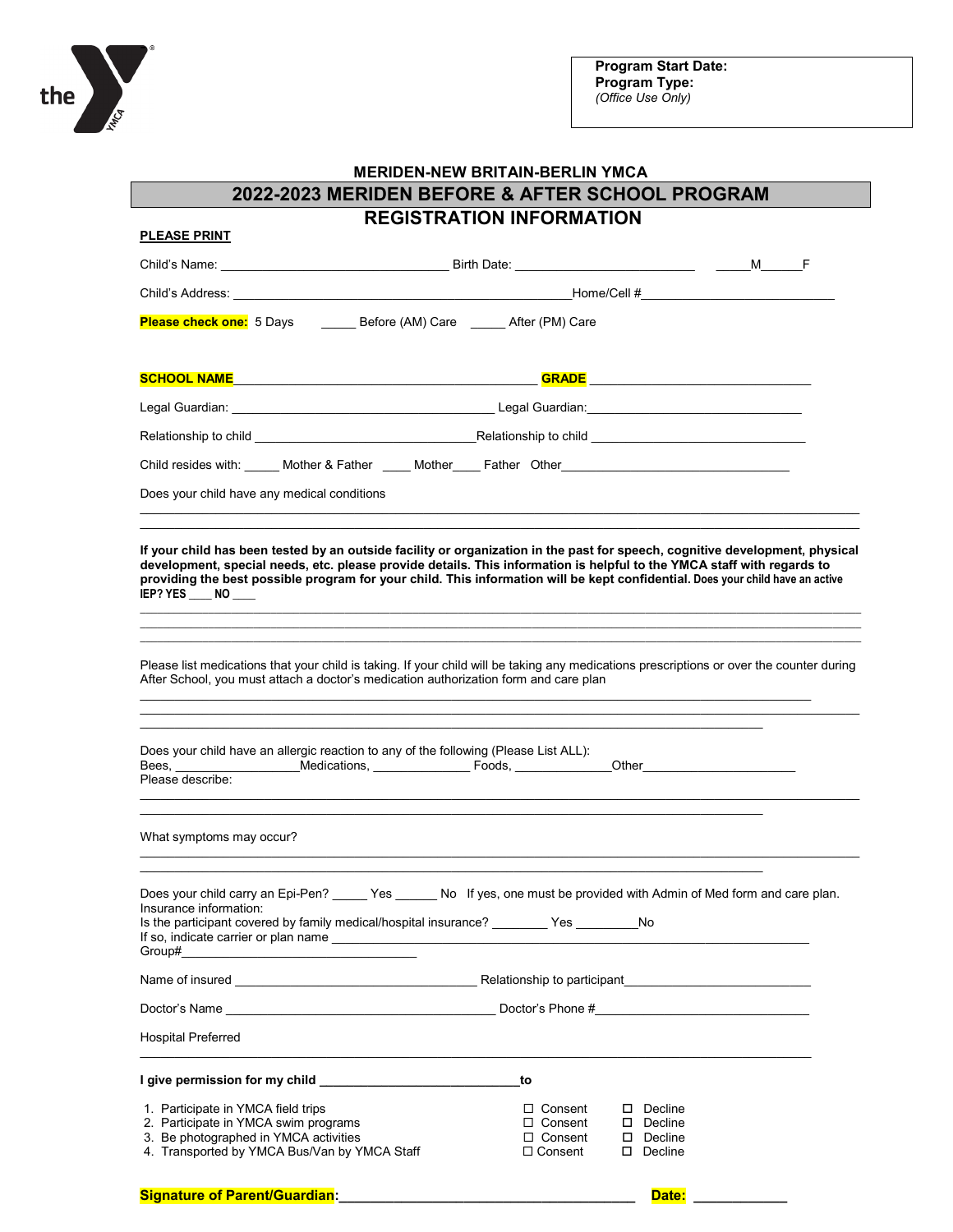**Program Start Date:**
**Program Type:**
*(Office Use Only)*

## MERIDEN-NEW BRITAIN-BERLIN YMCA

# 2022-2023 MERIDEN BEFORE & AFTER SCHOOL PROGRAM

## REGISTRATION INFORMATION

**PLEASE PRINT**

Child's Name: _______________________________ Birth Date: _________________________ _____M_____F

Child's Address: _______________________________________________Home/Cell #___________________________

**Please check one:** 5 Days _____ Before (AM) Care _____ After (PM) Care

**SCHOOL NAME**_________________________________________ **GRADE** ______________________________

Legal Guardian: ____________________________________ Legal Guardian:______________________________

Relationship to child ______________________________Relationship to child ______________________________

Child resides with: _____ Mother & Father ____ Mother____ Father Other________________________________

Does your child have any medical conditions

_____________________________________________________________________________________________

_____________________________________________________________________________________________

**If your child has been tested by an outside facility or organization in the past for speech, cognitive development, physical development, special needs, etc. please provide details. This information is helpful to the YMCA staff with regards to providing the best possible program for your child. This information will be kept confidential. Does your child have an active IEP? YES ____ NO ____**

_____________________________________________________________________________________________

_____________________________________________________________________________________________

_____________________________________________________________________________________________

Please list medications that your child is taking. If your child will be taking any medications prescriptions or over the counter during After School, you must attach a doctor's medication authorization form and care plan

_____________________________________________________________________________________________

_____________________________________________________________________________________________

_____________________________________________________________________________________________

Does your child have an allergic reaction to any of the following (Please List ALL):
Bees, _________________Medications, _____________ Foods, _____________Other______________________
Please describe:

_____________________________________________________________________________________________

_____________________________________________________________________________________________

What symptoms may occur?

_____________________________________________________________________________________________

_____________________________________________________________________________________________

Does your child carry an Epi-Pen? _____ Yes ______ No If yes, one must be provided with Admin of Med form and care plan.
Insurance information:
Is the participant covered by family medical/hospital insurance? ________ Yes _________No
If so, indicate carrier or plan name ___________________________________________________________________
Group#__________________________________

Name of insured __________________________________ Relationship to participant__________________________

Doctor's Name ______________________________________ Doctor's Phone #______________________________

Hospital Preferred

_____________________________________________________________________________________________

**I give permission for my child ____________________________to**

1. Participate in YMCA field trips ☐ Consent ☐ Decline
2. Participate in YMCA swim programs ☐ Consent ☐ Decline
3. Be photographed in YMCA activities ☐ Consent ☐ Decline
4. Transported by YMCA Bus/Van by YMCA Staff ☐ Consent ☐ Decline

**Signature of Parent/Guardian:**_____________________________________ **Date:** ____________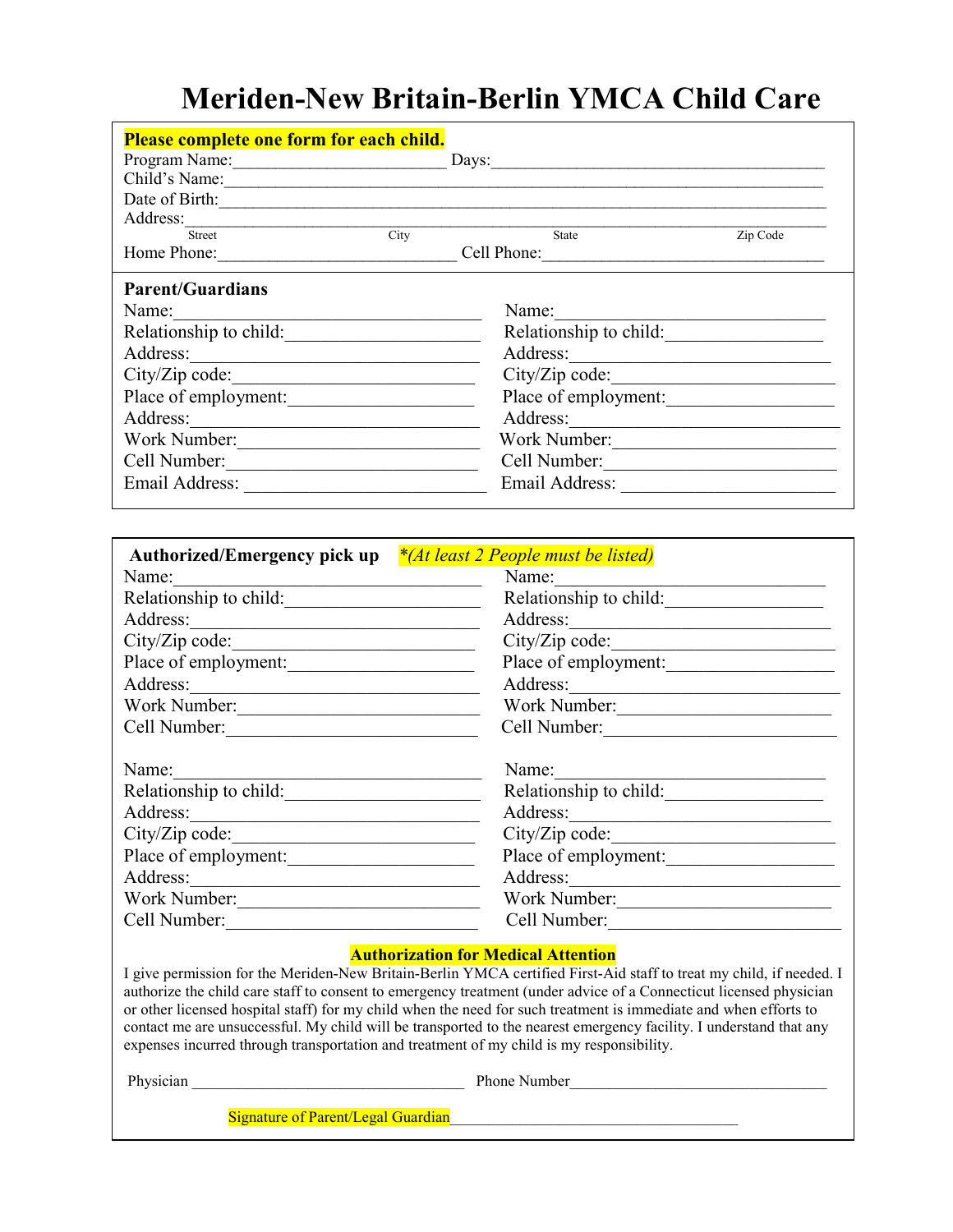# Meriden-New Britain-Berlin YMCA Child Care

**Please complete one form for each child.**

Program Name:________________________ Days:______________________________________

Child's Name:________________________________________________________________________

Date of Birth:_______________________________________________________________________

Address:_____________________________________________________________________________

Street City State Zip Code

Home Phone:___________________________ Cell Phone:________________________________

**Parent/Guardians**

| | |
|---|---|
| Name:__________________________ | Name:__________________________ |
| Relationship to child:___________ | Relationship to child:___________ |
| Address:________________________ | Address:________________________ |
| City/Zip code:__________________ | City/Zip code:__________________ |
| Place of employment:____________ | Place of employment:____________ |
| Address:________________________ | Address:________________________ |
| Work Number:____________________ | Work Number:____________________ |
| Cell Number:____________________ | Cell Number:____________________ |
| Email Address: __________________ | Email Address: __________________ |

**Authorized/Emergency pick up** *\*(At least 2 People must be listed)*

| | |
|---|---|
| Name:__________________________ | Name:__________________________ |
| Relationship to child:___________ | Relationship to child:___________ |
| Address:________________________ | Address:________________________ |
| City/Zip code:__________________ | City/Zip code:__________________ |
| Place of employment:____________ | Place of employment:____________ |
| Address:________________________ | Address:________________________ |
| Work Number:____________________ | Work Number:____________________ |
| Cell Number:____________________ | Cell Number:____________________ |

| | |
|---|---|
| Name:__________________________ | Name:__________________________ |
| Relationship to child:___________ | Relationship to child:___________ |
| Address:________________________ | Address:________________________ |
| City/Zip code:__________________ | City/Zip code:__________________ |
| Place of employment:____________ | Place of employment:____________ |
| Address:________________________ | Address:________________________ |
| Work Number:____________________ | Work Number:____________________ |
| Cell Number:____________________ | Cell Number:____________________ |

**Authorization for Medical Attention**

I give permission for the Meriden-New Britain-Berlin YMCA certified First-Aid staff to treat my child, if needed. I authorize the child care staff to consent to emergency treatment (under advice of a Connecticut licensed physician or other licensed hospital staff) for my child when the need for such treatment is immediate and when efforts to contact me are unsuccessful. My child will be transported to the nearest emergency facility. I understand that any expenses incurred through transportation and treatment of my child is my responsibility.

Physician _________________________________ Phone Number_______________________________

Signature of Parent/Legal Guardian____________________________________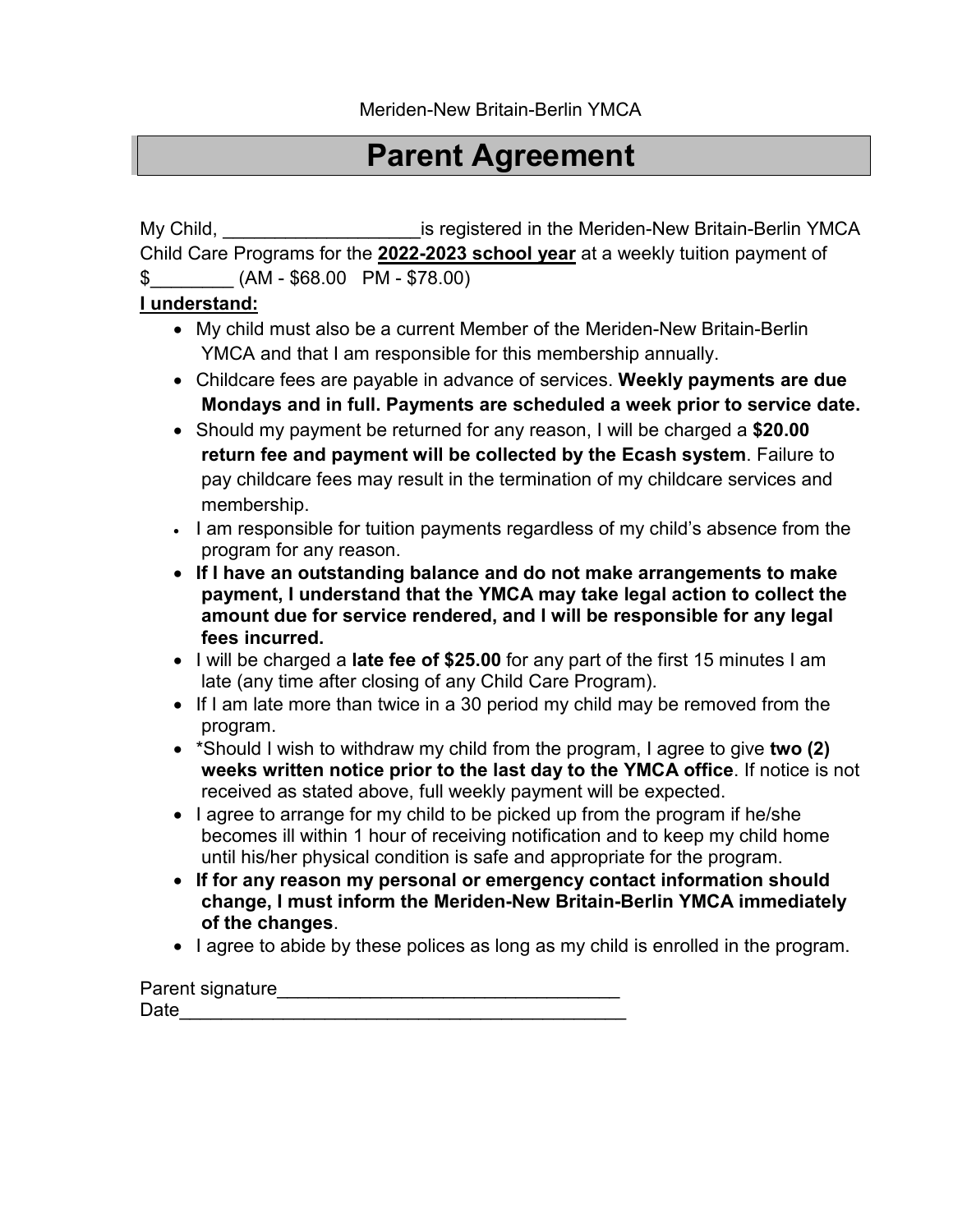Meriden-New Britain-Berlin YMCA

# Parent Agreement

My Child, ___________________is registered in the Meriden-New Britain-Berlin YMCA Child Care Programs for the **2022-2023 school year** at a weekly tuition payment of $________ (AM - $68.00 PM - $78.00)

**I understand:**

- My child must also be a current Member of the Meriden-New Britain-Berlin YMCA and that I am responsible for this membership annually.
- Childcare fees are payable in advance of services. **Weekly payments are due Mondays and in full. Payments are scheduled a week prior to service date.**
- Should my payment be returned for any reason, I will be charged a **$20.00 return fee and payment will be collected by the Ecash system**. Failure to pay childcare fees may result in the termination of my childcare services and membership.
- I am responsible for tuition payments regardless of my child's absence from the program for any reason.
- **If I have an outstanding balance and do not make arrangements to make payment, I understand that the YMCA may take legal action to collect the amount due for service rendered, and I will be responsible for any legal fees incurred.**
- I will be charged a **late fee of $25.00** for any part of the first 15 minutes I am late (any time after closing of any Child Care Program).
- If I am late more than twice in a 30 period my child may be removed from the program.
- *Should I wish to withdraw my child from the program, I agree to give **two (2) weeks written notice prior to the last day to the YMCA office**. If notice is not received as stated above, full weekly payment will be expected.
- I agree to arrange for my child to be picked up from the program if he/she becomes ill within 1 hour of receiving notification and to keep my child home until his/her physical condition is safe and appropriate for the program.
- **If for any reason my personal or emergency contact information should change, I must inform the Meriden-New Britain-Berlin YMCA immediately of the changes**.
- I agree to abide by these polices as long as my child is enrolled in the program.

Parent signature_________________________________

Date___________________________________________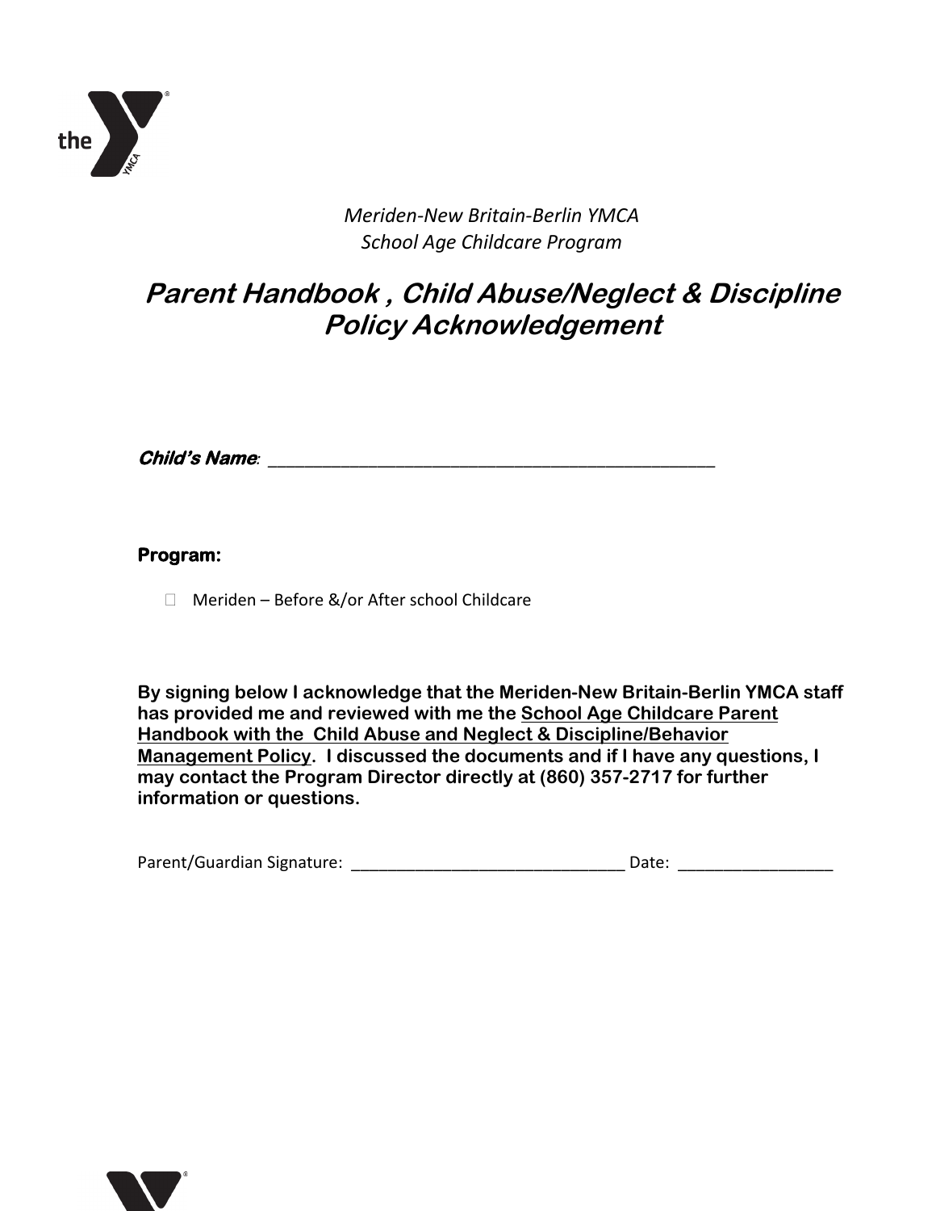*Meriden-New Britain-Berlin YMCA*
*School Age Childcare Program*

# Parent Handbook , Child Abuse/Neglect & Discipline Policy Acknowledgement

***Child's Name***: ___________________________________________________

**Program:**

- ☐ Meriden – Before &/or After school Childcare

**By signing below I acknowledge that the Meriden-New Britain-Berlin YMCA staff has provided me and reviewed with me the School Age Childcare Parent Handbook with the Child Abuse and Neglect & Discipline/Behavior Management Policy. I discussed the documents and if I have any questions, I may contact the Program Director directly at (860) 357-2717 for further information or questions.**

Parent/Guardian Signature: ______________________________ Date: ________________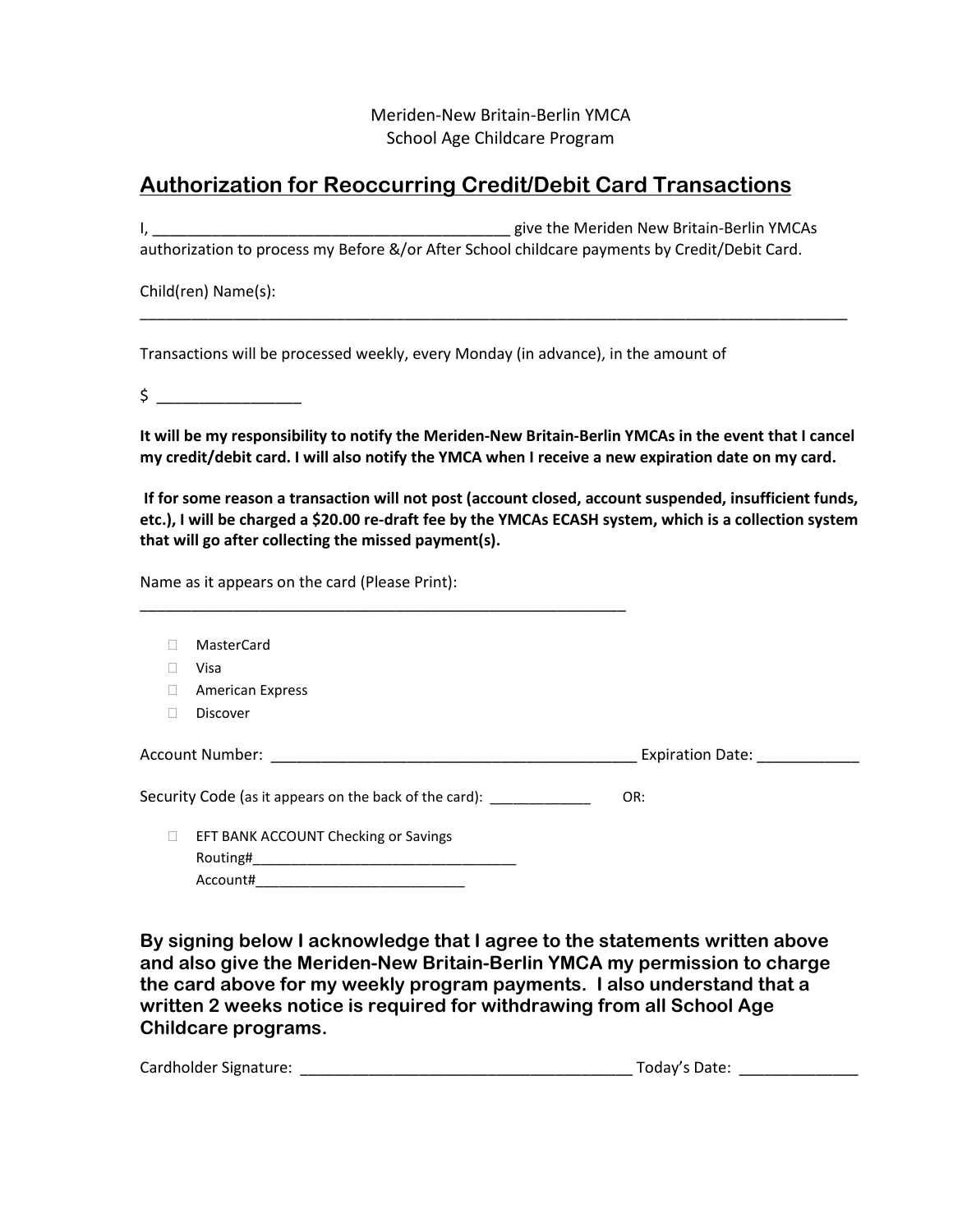Meriden-New Britain-Berlin YMCA
School Age Childcare Program

## Authorization for Reoccurring Credit/Debit Card Transactions

I, _________________________________________ give the Meriden New Britain-Berlin YMCAs authorization to process my Before &/or After School childcare payments by Credit/Debit Card.

Child(ren) Name(s):
_____________________________________________________________________________________

Transactions will be processed weekly, every Monday (in advance), in the amount of

$ ________________

**It will be my responsibility to notify the Meriden-New Britain-Berlin YMCAs in the event that I cancel my credit/debit card. I will also notify the YMCA when I receive a new expiration date on my card.**

**If for some reason a transaction will not post (account closed, account suspended, insufficient funds, etc.), I will be charged a $20.00 re-draft fee by the YMCAs ECASH system, which is a collection system that will go after collecting the missed payment(s).**

Name as it appears on the card (Please Print):
___________________________________________________________

- ☐ MasterCard
- ☐ Visa
- ☐ American Express
- ☐ Discover

Account Number: ____________________________________________ Expiration Date: ____________

Security Code (as it appears on the back of the card): ____________ OR:

- ☐ EFT BANK ACCOUNT Checking or Savings
  Routing#_________________________________
  Account#___________________________

**By signing below I acknowledge that I agree to the statements written above and also give the Meriden-New Britain-Berlin YMCA my permission to charge the card above for my weekly program payments. I also understand that a written 2 weeks notice is required for withdrawing from all School Age Childcare programs.**

Cardholder Signature: _______________________________________ Today's Date: _____________